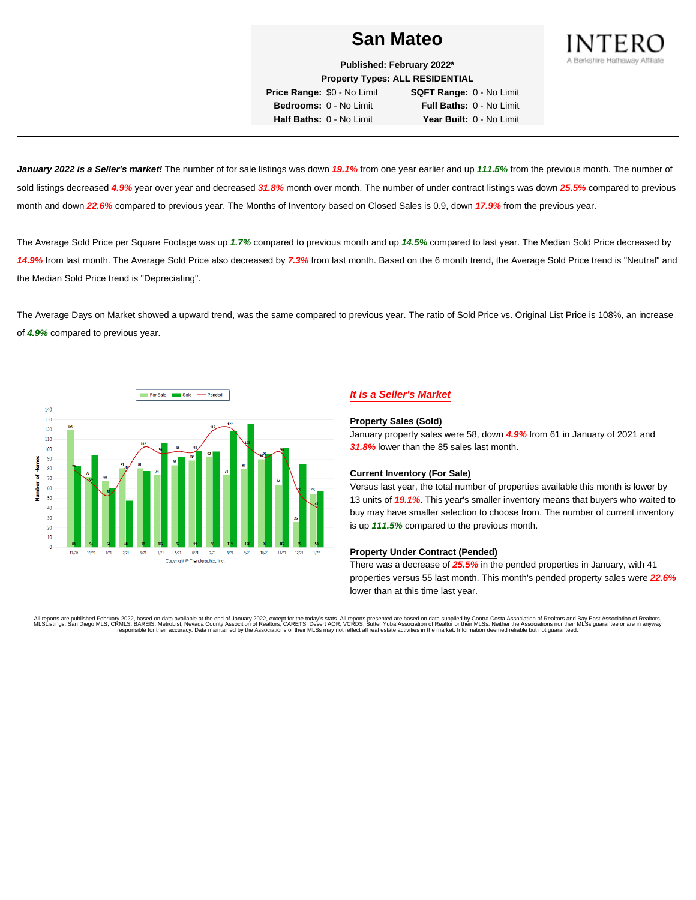# San Mateo

**Published: February 2022***

**Property Types: ALL RESIDENTIAL**

| | | | |
|---|---|---|---|
| **Price Range:** | $0 - No Limit | **SQFT Range:** | 0 - No Limit |
| **Bedrooms:** | 0 - No Limit | **Full Baths:** | 0 - No Limit |
| **Half Baths:** | 0 - No Limit | **Year Built:** | 0 - No Limit |

INTERO
A Berkshire Hathaway Affiliate

---

***January 2022 is a Seller's market!*** The number of for sale listings was down ***19.1%*** from one year earlier and up ***111.5%*** from the previous month. The number of sold listings decreased ***4.9%*** year over year and decreased ***31.8%*** month over month. The number of under contract listings was down ***25.5%*** compared to previous month and down ***22.6%*** compared to previous year. The Months of Inventory based on Closed Sales is 0.9, down ***17.9%*** from the previous year.

The Average Sold Price per Square Footage was up ***1.7%*** compared to previous month and up ***14.5%*** compared to last year. The Median Sold Price decreased by ***14.9%*** from last month. The Average Sold Price also decreased by ***7.3%*** from last month. Based on the 6 month trend, the Average Sold Price trend is "Neutral" and the Median Sold Price trend is "Depreciating".

The Average Days on Market showed a upward trend, was the same compared to previous year. The ratio of Sold Price vs. Original List Price is 108%, an increase of ***4.9%*** compared to previous year.

---

| Month | For Sale | Sold | Pended |
|---|---|---|---|
| 11/20 | 120 | 83 | 79 |
| 12/20 | 72 | 94 | 66 |
| 1/21 | 68 | 61 | 53 |
| 2/21 | 81 | 48 | 78 |
| 3/21 | 81 | 78 | 102 |
| 4/21 | 74 | 107 | 96 |
| 5/21 | 84 | 92 | 98 |
| 6/21 | 89 | 99 | 98 |
| 7/21 | 92 | 98 | 119 |
| 8/21 | 74 | 119 | 122 |
| 9/21 | 80 | 126 | 103 |
| 10/21 | 91 | 95 | 92 |
| 11/21 | 64 | 102 | 98 |
| 12/21 | 26 | 85 | 55 |
| 1/22 | 55 | 58 | 41 |

Copyright © Trendgraphix, Inc.

### *It is a Seller's Market*

#### Property Sales (Sold)

January property sales were 58, down ***4.9%*** from 61 in January of 2021 and ***31.8%*** lower than the 85 sales last month.

#### Current Inventory (For Sale)

Versus last year, the total number of properties available this month is lower by 13 units of ***19.1%***. This year's smaller inventory means that buyers who waited to buy may have smaller selection to choose from. The number of current inventory is up ***111.5%*** compared to the previous month.

#### Property Under Contract (Pended)

There was a decrease of ***25.5%*** in the pended properties in January, with 41 properties versus 55 last month. This month's pended property sales were ***22.6%*** lower than at this time last year.

All reports are published February 2022, based on data available at the end of January 2022, except for the today's stats. All reports presented are based on data supplied by Contra Costa Association of Realtors and Bay East Association of Realtors, MLSListings, San Diego MLS, CRMLS, BAREIS, MetroList, Nevada County Association of Realtors, CARETS, Desert AOR, VCRDS, Sutter Yuba Association of Realtor or their MLSs. Neither the Associations nor their MLSs guarantee or are in anyway responsible for their accuracy. Data maintained by the Associations or their MLSs may not reflect all real estate activities in the market. Information deemed reliable but not guaranteed.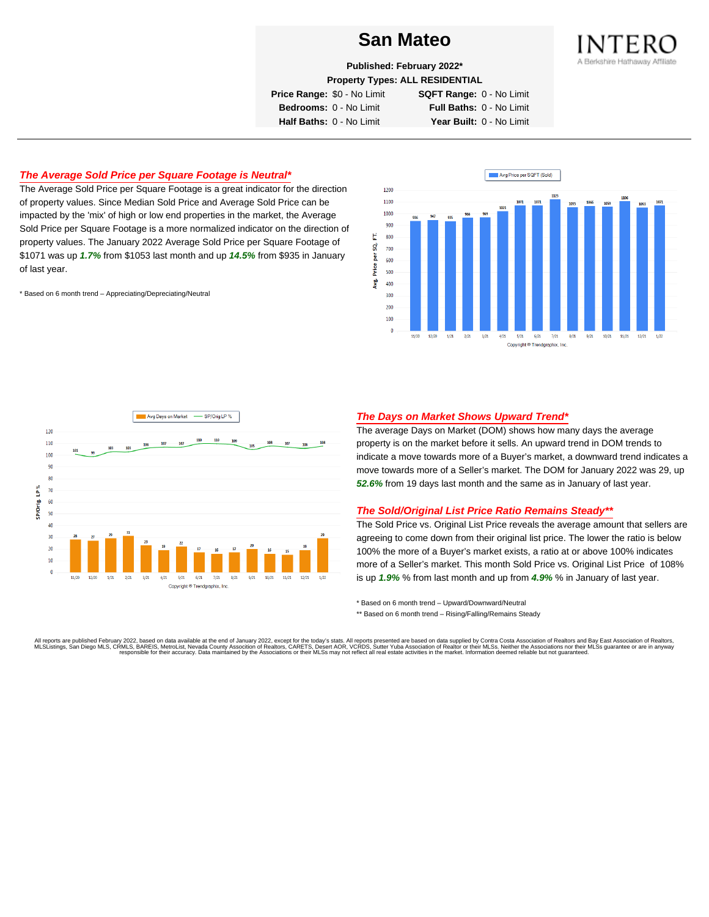# San Mateo

**Published: February 2022***

**Property Types: ALL RESIDENTIAL**

| | | | |
|---|---|---|---|
| **Price Range:** | $0 - No Limit | **SQFT Range:** | 0 - No Limit |
| **Bedrooms:** | 0 - No Limit | **Full Baths:** | 0 - No Limit |
| **Half Baths:** | 0 - No Limit | **Year Built:** | 0 - No Limit |

INTERO
A Berkshire Hathaway Affiliate

---

## *The Average Sold Price per Square Footage is Neutral**

The Average Sold Price per Square Footage is a great indicator for the direction of property values. Since Median Sold Price and Average Sold Price can be impacted by the 'mix' of high or low end properties in the market, the Average Sold Price per Square Footage is a more normalized indicator on the direction of property values. The January 2022 Average Sold Price per Square Footage of $1071 was up ***1.7%*** from $1053 last month and up ***14.5%*** from $935 in January of last year.

\* Based on 6 month trend – Appreciating/Depreciating/Neutral

Avg Price per SQFT (Sold)

| Month | 11/20 | 12/20 | 1/21 | 2/21 | 3/21 | 4/21 | 5/21 | 6/21 | 7/21 | 8/21 | 9/21 | 10/21 | 11/21 | 12/21 | 1/22 |
|---|---|---|---|---|---|---|---|---|---|---|---|---|---|---|---|
| Avg. Price per SQ. FT. | 936 | 947 | 935 | 966 | 969 | 1021 | 1071 | 1071 | 1125 | 1055 | 1066 | 1059 | 1106 | 1053 | 1071 |

Copyright ® Trendgraphix, Inc.

| Month | 11/20 | 12/20 | 1/21 | 2/21 | 3/21 | 4/21 | 5/21 | 6/21 | 7/21 | 8/21 | 9/21 | 10/21 | 11/21 | 12/21 | 1/22 |
|---|---|---|---|---|---|---|---|---|---|---|---|---|---|---|---|
| Avg Days on Market | 28 | 27 | 29 | 31 | 23 | 19 | 22 | 17 | 16 | 17 | 20 | 16 | 15 | 19 | 29 |
| SP/Orig LP % | 101 | 99 | 103 | 103 | 106 | 107 | 107 | 110 | 110 | 109 | 105 | 108 | 107 | 106 | 108 |

Copyright ® Trendgraphix, Inc.

## *The Days on Market Shows Upward Trend**

The average Days on Market (DOM) shows how many days the average property is on the market before it sells. An upward trend in DOM trends to indicate a move towards more of a Buyer's market, a downward trend indicates a move towards more of a Seller's market. The DOM for January 2022 was 29, up ***52.6%*** from 19 days last month and the same as in January of last year.

## *The Sold/Original List Price Ratio Remains Steady***

The Sold Price vs. Original List Price reveals the average amount that sellers are agreeing to come down from their original list price. The lower the ratio is below 100% the more of a Buyer's market exists, a ratio at or above 100% indicates more of a Seller's market. This month Sold Price vs. Original List Price of 108% is up ***1.9%*** % from last month and up from ***4.9%*** % in January of last year.

\* Based on 6 month trend – Upward/Downward/Neutral

\*\* Based on 6 month trend – Rising/Falling/Remains Steady

All reports are published February 2022, based on data available at the end of January 2022, except for the today's stats. All reports presented are based on data supplied by Contra Costa Association of Realtors and Bay East Association of Realtors, MLSListings, San Diego MLS, CRMLS, BAREIS, MetroList, Nevada County Assocition of Realtors, CARETS, Desert AOR, VCRDS, Sutter Yuba Association of Realtor or their MLSs. Neither the Associations nor their MLSs guarantee or are in anyway responsible for their accuracy. Data maintained by the Associations or their MLSs may not reflect all real estate activities in the market. Information deemed reliable but not guaranteed.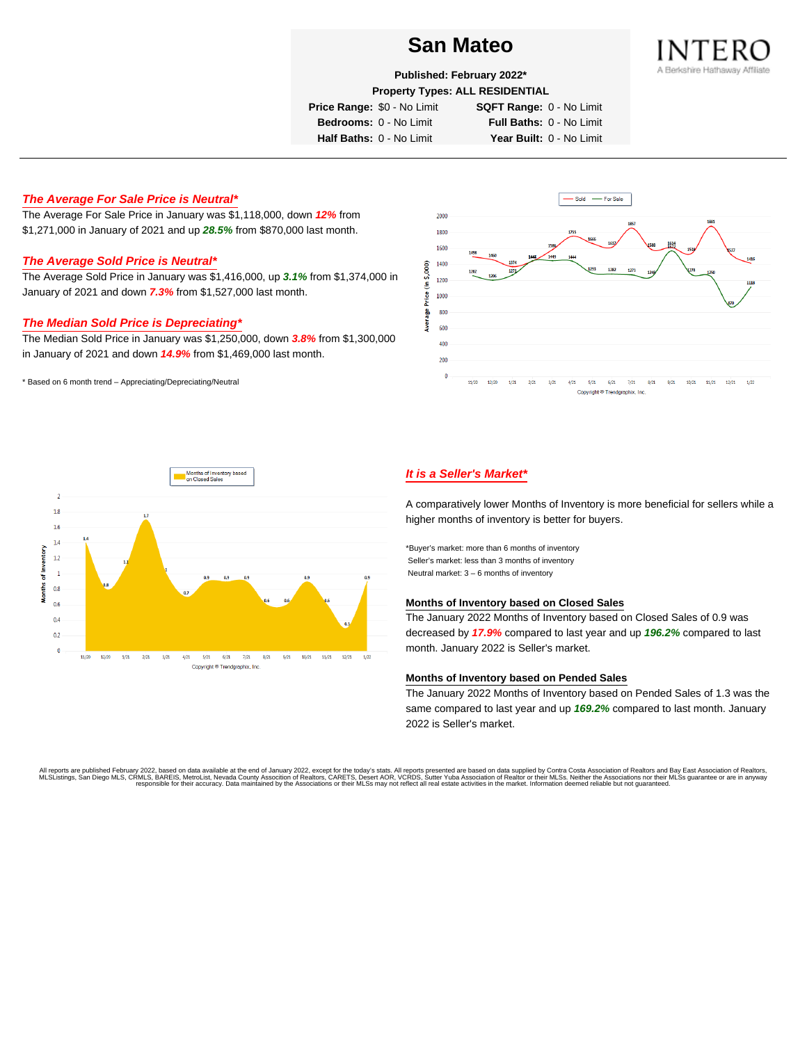# San Mateo

**Published: February 2022***

**Property Types: ALL RESIDENTIAL**

**Price Range:** $0 - No Limit **SQFT Range:** 0 - No Limit
**Bedrooms:** 0 - No Limit **Full Baths:** 0 - No Limit
**Half Baths:** 0 - No Limit **Year Built:** 0 - No Limit

INTERO
A Berkshire Hathaway Affiliate

### *The Average For Sale Price is Neutral**

The Average For Sale Price in January was $1,118,000, down ***12%*** from $1,271,000 in January of 2021 and up ***28.5%*** from $870,000 last month.

### *The Average Sold Price is Neutral**

The Average Sold Price in January was $1,416,000, up ***3.1%*** from $1,374,000 in January of 2021 and down ***7.3%*** from $1,527,000 last month.

### *The Median Sold Price is Depreciating**

The Median Sold Price in January was $1,250,000, down ***3.8%*** from $1,300,000 in January of 2021 and down ***14.9%*** from $1,469,000 last month.

* Based on 6 month trend – Appreciating/Depreciating/Neutral

### *It is a Seller's Market**

A comparatively lower Months of Inventory is more beneficial for sellers while a higher months of inventory is better for buyers.

*Buyer's market: more than 6 months of inventory
Seller's market: less than 3 months of inventory
Neutral market: 3 – 6 months of inventory

#### Months of Inventory based on Closed Sales

The January 2022 Months of Inventory based on Closed Sales of 0.9 was decreased by ***17.9%*** compared to last year and up ***196.2%*** compared to last month. January 2022 is Seller's market.

#### Months of Inventory based on Pended Sales

The January 2022 Months of Inventory based on Pended Sales of 1.3 was the same compared to last year and up ***169.2%*** compared to last month. January 2022 is Seller's market.

All reports are published February 2022, based on data available at the end of January 2022, except for the today's stats. All reports presented are based on data supplied by Contra Costa Association of Realtors and Bay East Association of Realtors, MLSListings, San Diego MLS, CRMLS, BAREIS, MetroList, Nevada County Association of Realtors, CARETS, Desert AOR, VCRDS, Sutter Yuba Association of Realtor or their MLSs. Neither the Associations nor their MLSs guarantee or are in anyway responsible for their accuracy. Data maintained by the Associations or their MLSs may not reflect all real estate activities in the market. Information deemed reliable but not guaranteed.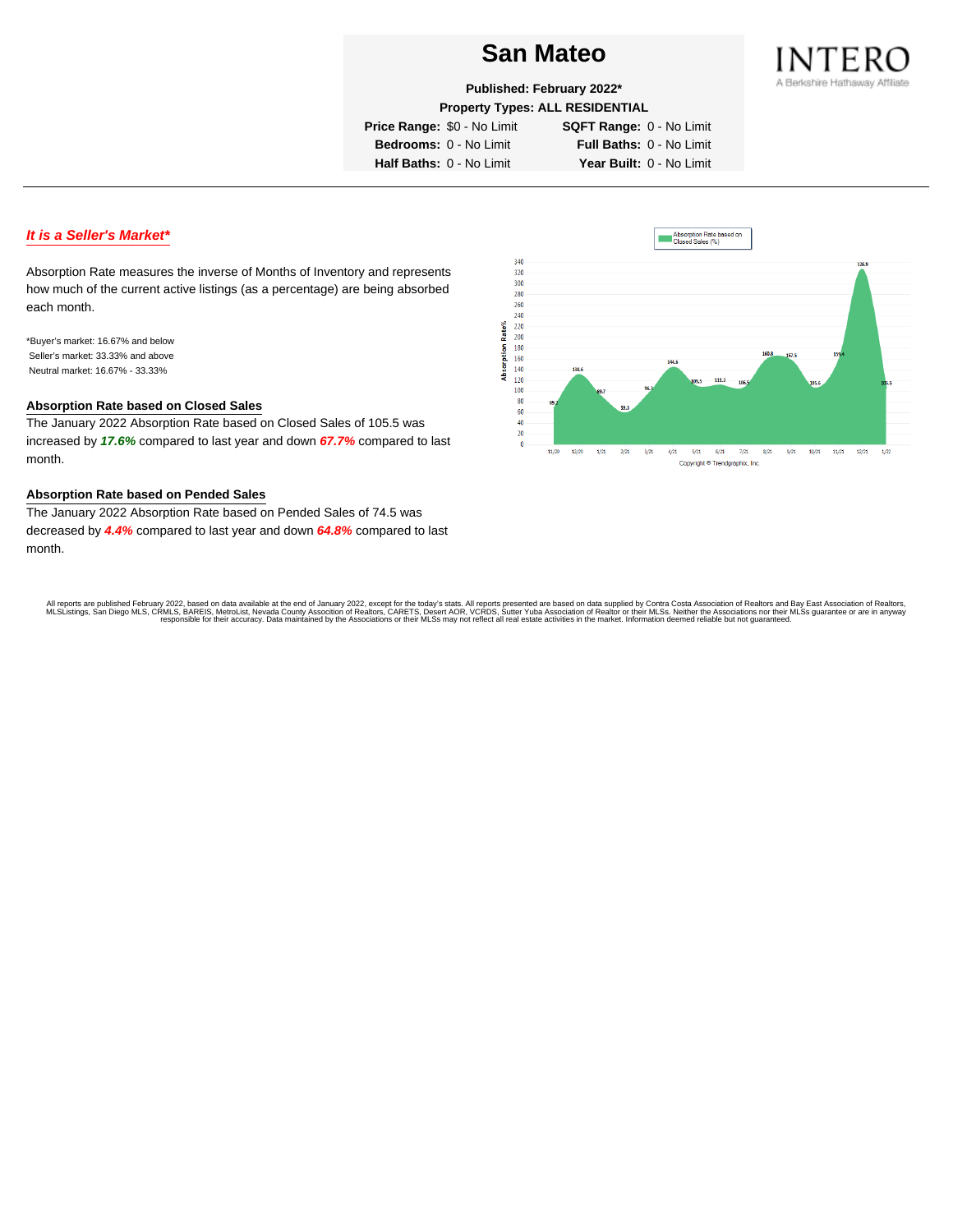# San Mateo

**Published: February 2022***

**Property Types: ALL RESIDENTIAL**

**Price Range:** $0 - No Limit **SQFT Range:** 0 - No Limit
**Bedrooms:** 0 - No Limit **Full Baths:** 0 - No Limit
**Half Baths:** 0 - No Limit **Year Built:** 0 - No Limit

INTERO
A Berkshire Hathaway Affiliate

---

***It is a Seller's Market****

Absorption Rate measures the inverse of Months of Inventory and represents how much of the current active listings (as a percentage) are being absorbed each month.

*Buyer's market: 16.67% and below
Seller's market: 33.33% and above
Neutral market: 16.67% - 33.33%

**Absorption Rate based on Closed Sales**

The January 2022 Absorption Rate based on Closed Sales of 105.5 was increased by ***17.6%*** compared to last year and down ***67.7%*** compared to last month.

**Absorption Rate based on Pended Sales**

The January 2022 Absorption Rate based on Pended Sales of 74.5 was decreased by ***4.4%*** compared to last year and down ***64.8%*** compared to last month.

Absorption Rate based on Closed Sales (%)

Absorption Rate%

340
320
300
280
260
240
220
200
180
160
140
120
100
80
60
40
20
0

69.2
130.6
89.7
59.3
96.1
144.6
109.5
111.2
106.5
160.8
157.5
105.6
159.4
326.9
105.5

11/20 12/20 1/21 2/21 3/21 4/21 5/21 6/21 7/21 8/21 9/21 10/21 11/21 12/21 1/22

Copyright ® Trendgraphix, Inc.

All reports are published February 2022, based on data available at the end of January 2022, except for the today's stats. All reports presented are based on data supplied by Contra Costa Association of Realtors and Bay East Association of Realtors, MLSListings, San Diego MLS, CRMLS, BAREIS, MetroList, Nevada County Association of Realtors, CARETS, Desert AOR, VCRDS, Sutter Yuba Association of Realtor or their MLSs. Neither the Associations nor their MLSs guarantee or are in anyway responsible for their accuracy. Data maintained by the Associations or their MLSs may not reflect all real estate activities in the market. Information deemed reliable but not guaranteed.